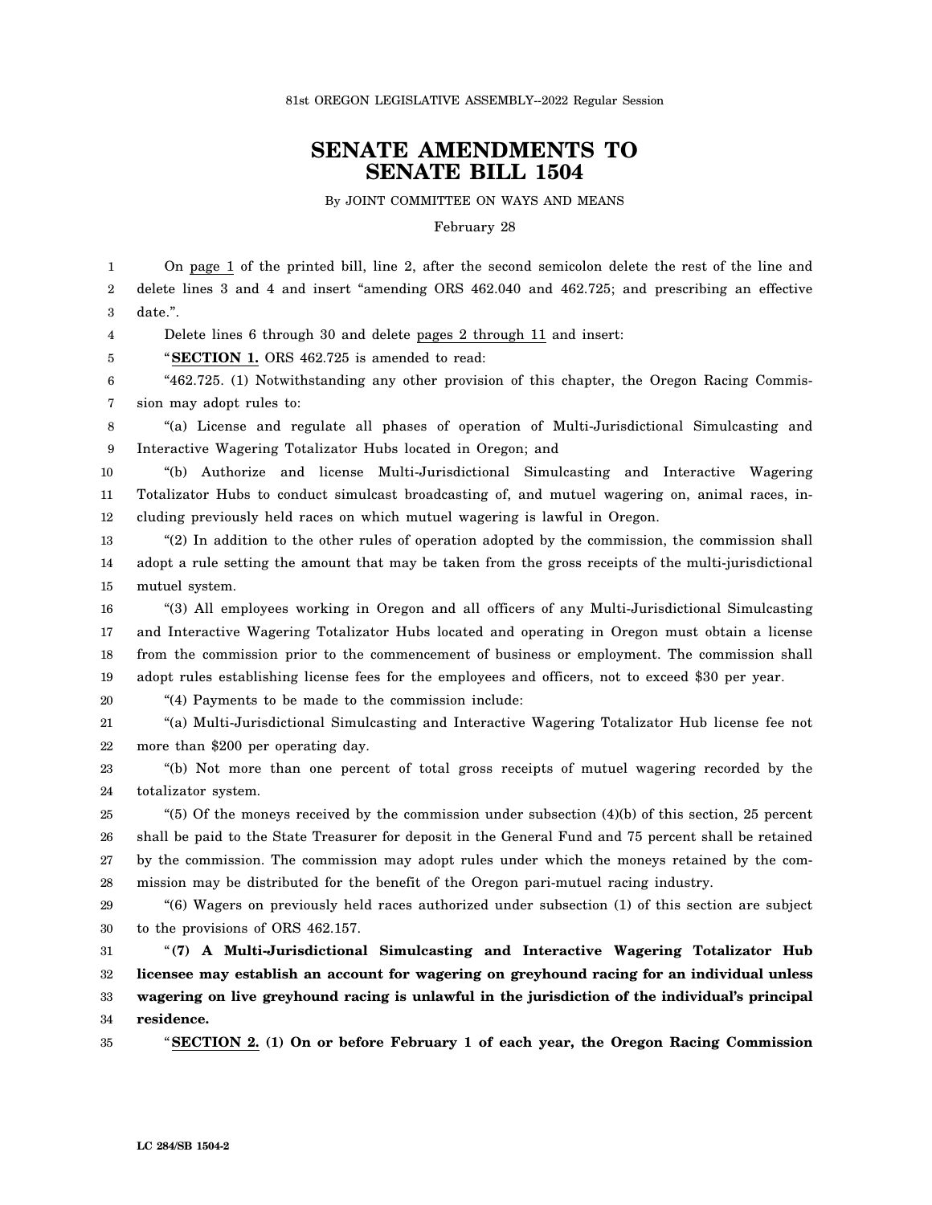81st OREGON LEGISLATIVE ASSEMBLY--2022 Regular Session

# SENATE AMENDMENTS TO SENATE BILL 1504

By JOINT COMMITTEE ON WAYS AND MEANS

February 28

On page 1 of the printed bill, line 2, after the second semicolon delete the rest of the line and delete lines 3 and 4 and insert "amending ORS 462.040 and 462.725; and prescribing an effective date.".

Delete lines 6 through 30 and delete pages 2 through 11 and insert:

"**SECTION 1.** ORS 462.725 is amended to read:

"462.725. (1) Notwithstanding any other provision of this chapter, the Oregon Racing Commission may adopt rules to:

"(a) License and regulate all phases of operation of Multi-Jurisdictional Simulcasting and Interactive Wagering Totalizator Hubs located in Oregon; and

"(b) Authorize and license Multi-Jurisdictional Simulcasting and Interactive Wagering Totalizator Hubs to conduct simulcast broadcasting of, and mutuel wagering on, animal races, including previously held races on which mutuel wagering is lawful in Oregon.

"(2) In addition to the other rules of operation adopted by the commission, the commission shall adopt a rule setting the amount that may be taken from the gross receipts of the multi-jurisdictional mutuel system.

"(3) All employees working in Oregon and all officers of any Multi-Jurisdictional Simulcasting and Interactive Wagering Totalizator Hubs located and operating in Oregon must obtain a license from the commission prior to the commencement of business or employment. The commission shall adopt rules establishing license fees for the employees and officers, not to exceed $30 per year.

"(4) Payments to be made to the commission include:

"(a) Multi-Jurisdictional Simulcasting and Interactive Wagering Totalizator Hub license fee not more than $200 per operating day.

"(b) Not more than one percent of total gross receipts of mutuel wagering recorded by the totalizator system.

"(5) Of the moneys received by the commission under subsection (4)(b) of this section, 25 percent shall be paid to the State Treasurer for deposit in the General Fund and 75 percent shall be retained by the commission. The commission may adopt rules under which the moneys retained by the commission may be distributed for the benefit of the Oregon pari-mutuel racing industry.

"(6) Wagers on previously held races authorized under subsection (1) of this section are subject to the provisions of ORS 462.157.

"**(7) A Multi-Jurisdictional Simulcasting and Interactive Wagering Totalizator Hub licensee may establish an account for wagering on greyhound racing for an individual unless wagering on live greyhound racing is unlawful in the jurisdiction of the individual's principal residence.**

"**SECTION 2. (1) On or before February 1 of each year, the Oregon Racing Commission**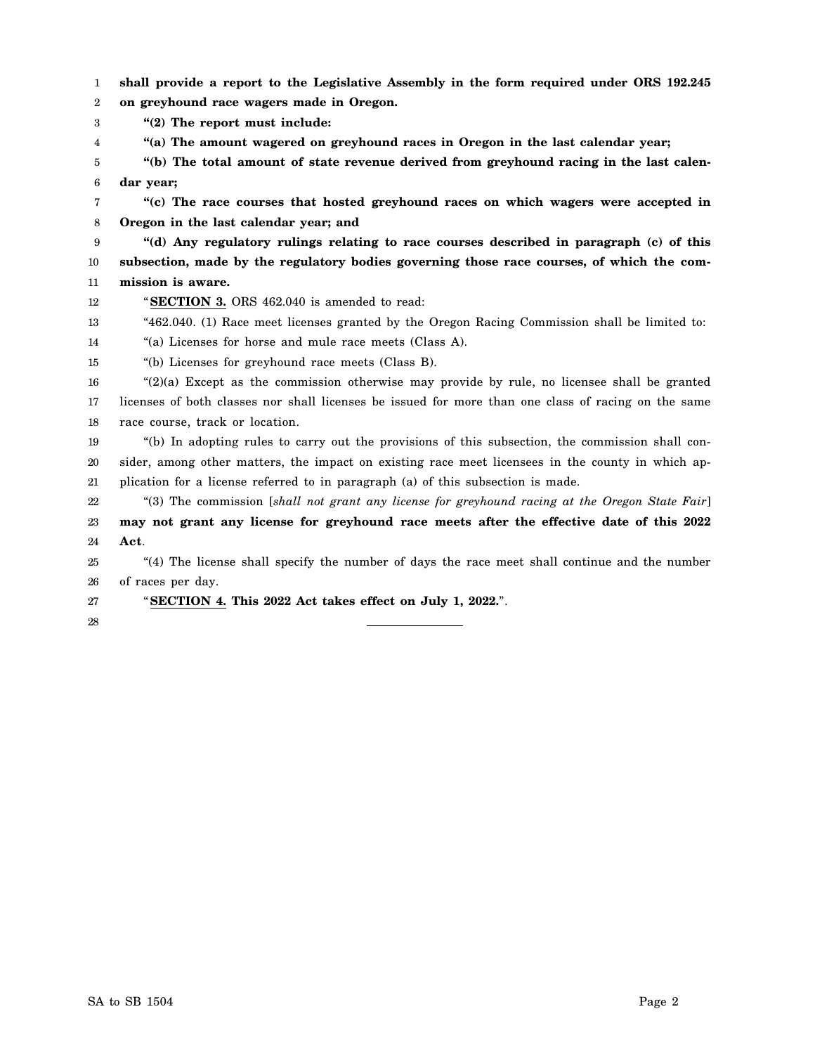**shall provide a report to the Legislative Assembly in the form required under ORS 192.245 on greyhound race wagers made in Oregon.**

**"(2) The report must include:**

**"(a) The amount wagered on greyhound races in Oregon in the last calendar year;**

**"(b) The total amount of state revenue derived from greyhound racing in the last calendar year;**

**"(c) The race courses that hosted greyhound races on which wagers were accepted in Oregon in the last calendar year; and**

**"(d) Any regulatory rulings relating to race courses described in paragraph (c) of this subsection, made by the regulatory bodies governing those race courses, of which the commission is aware.**

"**SECTION 3.** ORS 462.040 is amended to read:

"462.040. (1) Race meet licenses granted by the Oregon Racing Commission shall be limited to:

"(a) Licenses for horse and mule race meets (Class A).

"(b) Licenses for greyhound race meets (Class B).

"(2)(a) Except as the commission otherwise may provide by rule, no licensee shall be granted licenses of both classes nor shall licenses be issued for more than one class of racing on the same race course, track or location.

"(b) In adopting rules to carry out the provisions of this subsection, the commission shall consider, among other matters, the impact on existing race meet licensees in the county in which application for a license referred to in paragraph (a) of this subsection is made.

"(3) The commission [*shall not grant any license for greyhound racing at the Oregon State Fair*] **may not grant any license for greyhound race meets after the effective date of this 2022 Act**.

"(4) The license shall specify the number of days the race meet shall continue and the number of races per day.

"**SECTION 4. This 2022 Act takes effect on July 1, 2022.**".